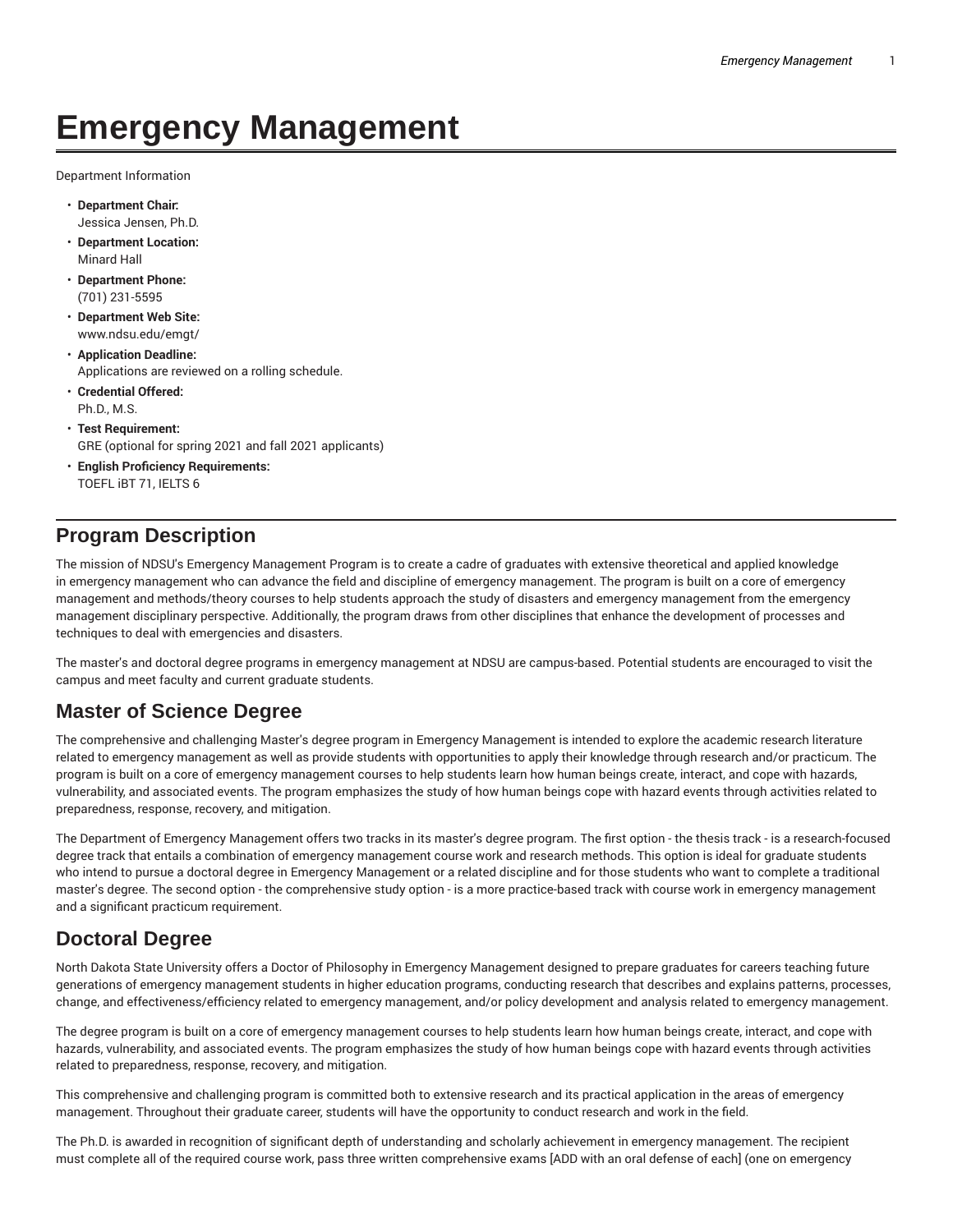# Emergency Management

Department Information

- **Department Chair:**
  Jessica Jensen, Ph.D.
- **Department Location:**
  Minard Hall
- **Department Phone:**
  (701) 231-5595
- **Department Web Site:**
  www.ndsu.edu/emgt/
- **Application Deadline:**
  Applications are reviewed on a rolling schedule.
- **Credential Offered:**
  Ph.D., M.S.
- **Test Requirement:**
  GRE (optional for spring 2021 and fall 2021 applicants)
- **English Proficiency Requirements:**
  TOEFL iBT 71, IELTS 6

## Program Description

The mission of NDSU's Emergency Management Program is to create a cadre of graduates with extensive theoretical and applied knowledge in emergency management who can advance the field and discipline of emergency management. The program is built on a core of emergency management and methods/theory courses to help students approach the study of disasters and emergency management from the emergency management disciplinary perspective. Additionally, the program draws from other disciplines that enhance the development of processes and techniques to deal with emergencies and disasters.

The master's and doctoral degree programs in emergency management at NDSU are campus-based. Potential students are encouraged to visit the campus and meet faculty and current graduate students.

## Master of Science Degree

The comprehensive and challenging Master's degree program in Emergency Management is intended to explore the academic research literature related to emergency management as well as provide students with opportunities to apply their knowledge through research and/or practicum. The program is built on a core of emergency management courses to help students learn how human beings create, interact, and cope with hazards, vulnerability, and associated events. The program emphasizes the study of how human beings cope with hazard events through activities related to preparedness, response, recovery, and mitigation.

The Department of Emergency Management offers two tracks in its master's degree program. The first option - the thesis track - is a research-focused degree track that entails a combination of emergency management course work and research methods. This option is ideal for graduate students who intend to pursue a doctoral degree in Emergency Management or a related discipline and for those students who want to complete a traditional master's degree. The second option - the comprehensive study option - is a more practice-based track with course work in emergency management and a significant practicum requirement.

## Doctoral Degree

North Dakota State University offers a Doctor of Philosophy in Emergency Management designed to prepare graduates for careers teaching future generations of emergency management students in higher education programs, conducting research that describes and explains patterns, processes, change, and effectiveness/efficiency related to emergency management, and/or policy development and analysis related to emergency management.

The degree program is built on a core of emergency management courses to help students learn how human beings create, interact, and cope with hazards, vulnerability, and associated events. The program emphasizes the study of how human beings cope with hazard events through activities related to preparedness, response, recovery, and mitigation.

This comprehensive and challenging program is committed both to extensive research and its practical application in the areas of emergency management. Throughout their graduate career, students will have the opportunity to conduct research and work in the field.

The Ph.D. is awarded in recognition of significant depth of understanding and scholarly achievement in emergency management. The recipient must complete all of the required course work, pass three written comprehensive exams [ADD with an oral defense of each] (one on emergency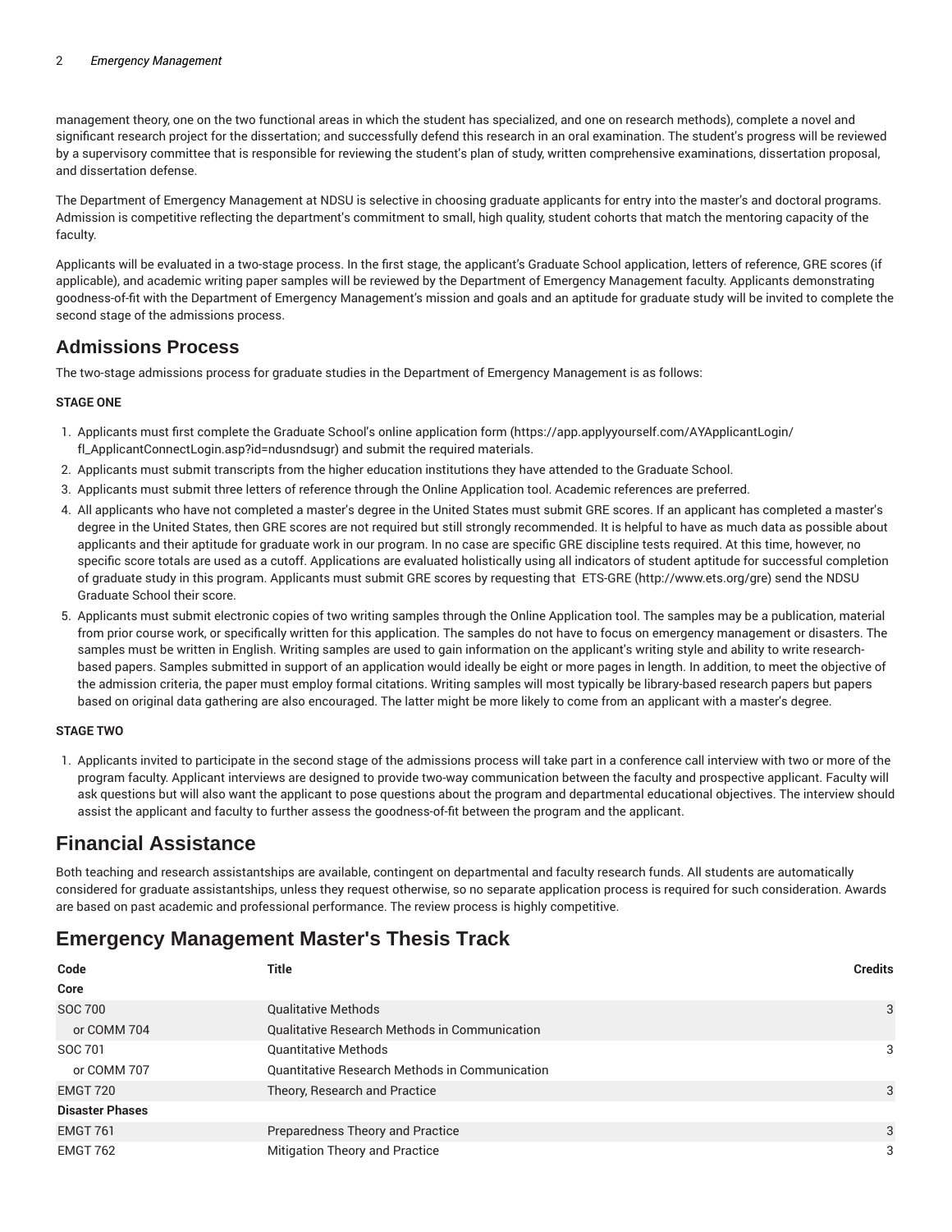management theory, one on the two functional areas in which the student has specialized, and one on research methods), complete a novel and significant research project for the dissertation; and successfully defend this research in an oral examination. The student's progress will be reviewed by a supervisory committee that is responsible for reviewing the student's plan of study, written comprehensive examinations, dissertation proposal, and dissertation defense.

The Department of Emergency Management at NDSU is selective in choosing graduate applicants for entry into the master's and doctoral programs. Admission is competitive reflecting the department's commitment to small, high quality, student cohorts that match the mentoring capacity of the faculty.

Applicants will be evaluated in a two-stage process. In the first stage, the applicant's Graduate School application, letters of reference, GRE scores (if applicable), and academic writing paper samples will be reviewed by the Department of Emergency Management faculty. Applicants demonstrating goodness-of-fit with the Department of Emergency Management's mission and goals and an aptitude for graduate study will be invited to complete the second stage of the admissions process.

## Admissions Process

The two-stage admissions process for graduate studies in the Department of Emergency Management is as follows:

**STAGE ONE**

1. Applicants must first complete the Graduate School's online application form (https://app.applyyourself.com/AYApplicantLogin/fl_ApplicantConnectLogin.asp?id=ndusndsugr) and submit the required materials.
2. Applicants must submit transcripts from the higher education institutions they have attended to the Graduate School.
3. Applicants must submit three letters of reference through the Online Application tool. Academic references are preferred.
4. All applicants who have not completed a master's degree in the United States must submit GRE scores. If an applicant has completed a master's degree in the United States, then GRE scores are not required but still strongly recommended. It is helpful to have as much data as possible about applicants and their aptitude for graduate work in our program. In no case are specific GRE discipline tests required. At this time, however, no specific score totals are used as a cutoff. Applications are evaluated holistically using all indicators of student aptitude for successful completion of graduate study in this program. Applicants must submit GRE scores by requesting that ETS-GRE (http://www.ets.org/gre) send the NDSU Graduate School their score.
5. Applicants must submit electronic copies of two writing samples through the Online Application tool. The samples may be a publication, material from prior course work, or specifically written for this application. The samples do not have to focus on emergency management or disasters. The samples must be written in English. Writing samples are used to gain information on the applicant's writing style and ability to write research-based papers. Samples submitted in support of an application would ideally be eight or more pages in length. In addition, to meet the objective of the admission criteria, the paper must employ formal citations. Writing samples will most typically be library-based research papers but papers based on original data gathering are also encouraged. The latter might be more likely to come from an applicant with a master's degree.

**STAGE TWO**

1. Applicants invited to participate in the second stage of the admissions process will take part in a conference call interview with two or more of the program faculty. Applicant interviews are designed to provide two-way communication between the faculty and prospective applicant. Faculty will ask questions but will also want the applicant to pose questions about the program and departmental educational objectives. The interview should assist the applicant and faculty to further assess the goodness-of-fit between the program and the applicant.

## Financial Assistance

Both teaching and research assistantships are available, contingent on departmental and faculty research funds. All students are automatically considered for graduate assistantships, unless they request otherwise, so no separate application process is required for such consideration. Awards are based on past academic and professional performance. The review process is highly competitive.

## Emergency Management Master's Thesis Track

| Code | Title | Credits |
|---|---|---|
| **Core** | | |
| SOC 700 | Qualitative Methods | 3 |
| or COMM 704 | Qualitative Research Methods in Communication | |
| SOC 701 | Quantitative Methods | 3 |
| or COMM 707 | Quantitative Research Methods in Communication | |
| EMGT 720 | Theory, Research and Practice | 3 |
| **Disaster Phases** | | |
| EMGT 761 | Preparedness Theory and Practice | 3 |
| EMGT 762 | Mitigation Theory and Practice | 3 |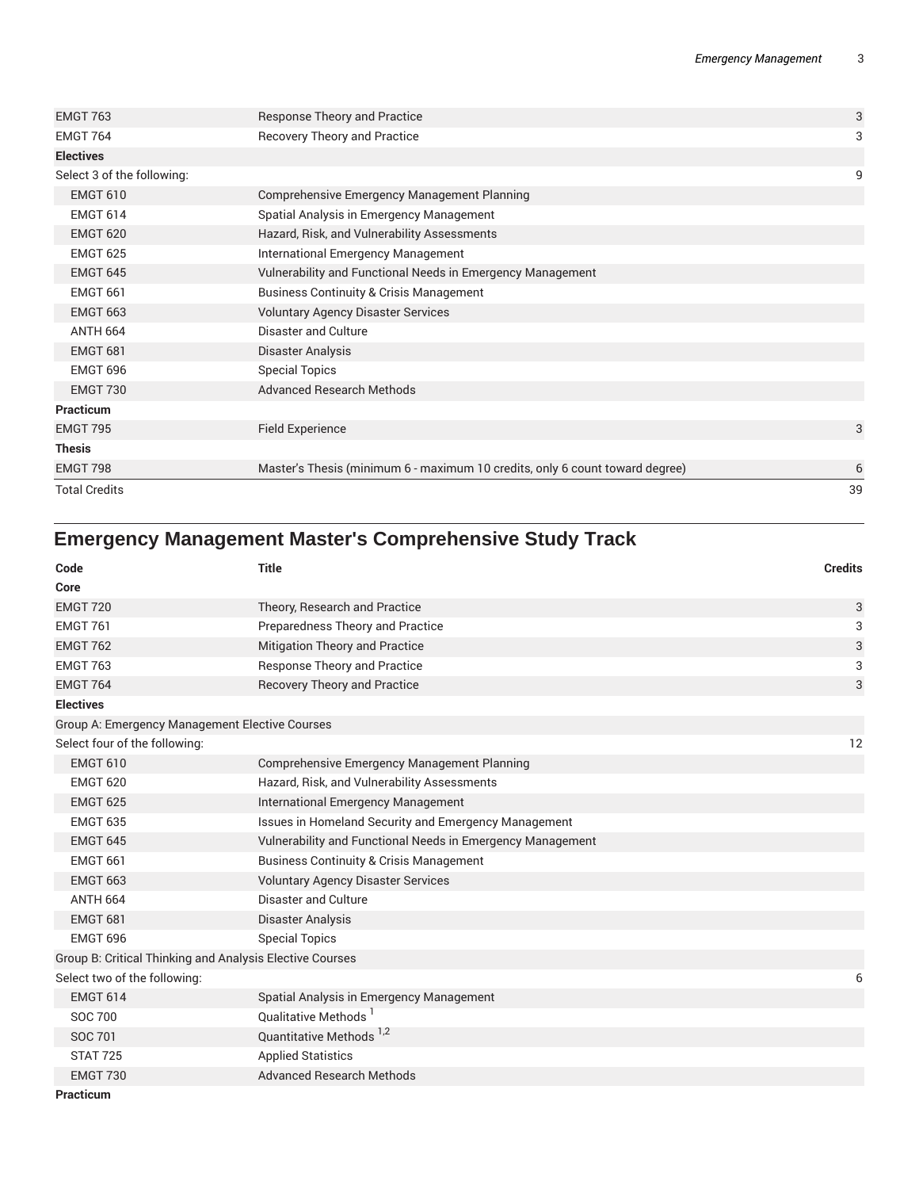| | | |
|---|---|---|
| EMGT 763 | Response Theory and Practice | 3 |
| EMGT 764 | Recovery Theory and Practice | 3 |
| **Electives** | | |
| Select 3 of the following: | | 9 |
| EMGT 610 | Comprehensive Emergency Management Planning | |
| EMGT 614 | Spatial Analysis in Emergency Management | |
| EMGT 620 | Hazard, Risk, and Vulnerability Assessments | |
| EMGT 625 | International Emergency Management | |
| EMGT 645 | Vulnerability and Functional Needs in Emergency Management | |
| EMGT 661 | Business Continuity & Crisis Management | |
| EMGT 663 | Voluntary Agency Disaster Services | |
| ANTH 664 | Disaster and Culture | |
| EMGT 681 | Disaster Analysis | |
| EMGT 696 | Special Topics | |
| EMGT 730 | Advanced Research Methods | |
| **Practicum** | | |
| EMGT 795 | Field Experience | 3 |
| **Thesis** | | |
| EMGT 798 | Master's Thesis (minimum 6 - maximum 10 credits, only 6 count toward degree) | 6 |
| Total Credits | | 39 |

## Emergency Management Master's Comprehensive Study Track

| Code | Title | Credits |
|---|---|---|
| **Core** | | |
| EMGT 720 | Theory, Research and Practice | 3 |
| EMGT 761 | Preparedness Theory and Practice | 3 |
| EMGT 762 | Mitigation Theory and Practice | 3 |
| EMGT 763 | Response Theory and Practice | 3 |
| EMGT 764 | Recovery Theory and Practice | 3 |
| **Electives** | | |
| Group A: Emergency Management Elective Courses | | |
| Select four of the following: | | 12 |
| EMGT 610 | Comprehensive Emergency Management Planning | |
| EMGT 620 | Hazard, Risk, and Vulnerability Assessments | |
| EMGT 625 | International Emergency Management | |
| EMGT 635 | Issues in Homeland Security and Emergency Management | |
| EMGT 645 | Vulnerability and Functional Needs in Emergency Management | |
| EMGT 661 | Business Continuity & Crisis Management | |
| EMGT 663 | Voluntary Agency Disaster Services | |
| ANTH 664 | Disaster and Culture | |
| EMGT 681 | Disaster Analysis | |
| EMGT 696 | Special Topics | |
| Group B: Critical Thinking and Analysis Elective Courses | | |
| Select two of the following: | | 6 |
| EMGT 614 | Spatial Analysis in Emergency Management | |
| SOC 700 | Qualitative Methods [1] | |
| SOC 701 | Quantitative Methods [1,2] | |
| STAT 725 | Applied Statistics | |
| EMGT 730 | Advanced Research Methods | |
| **Practicum** | | |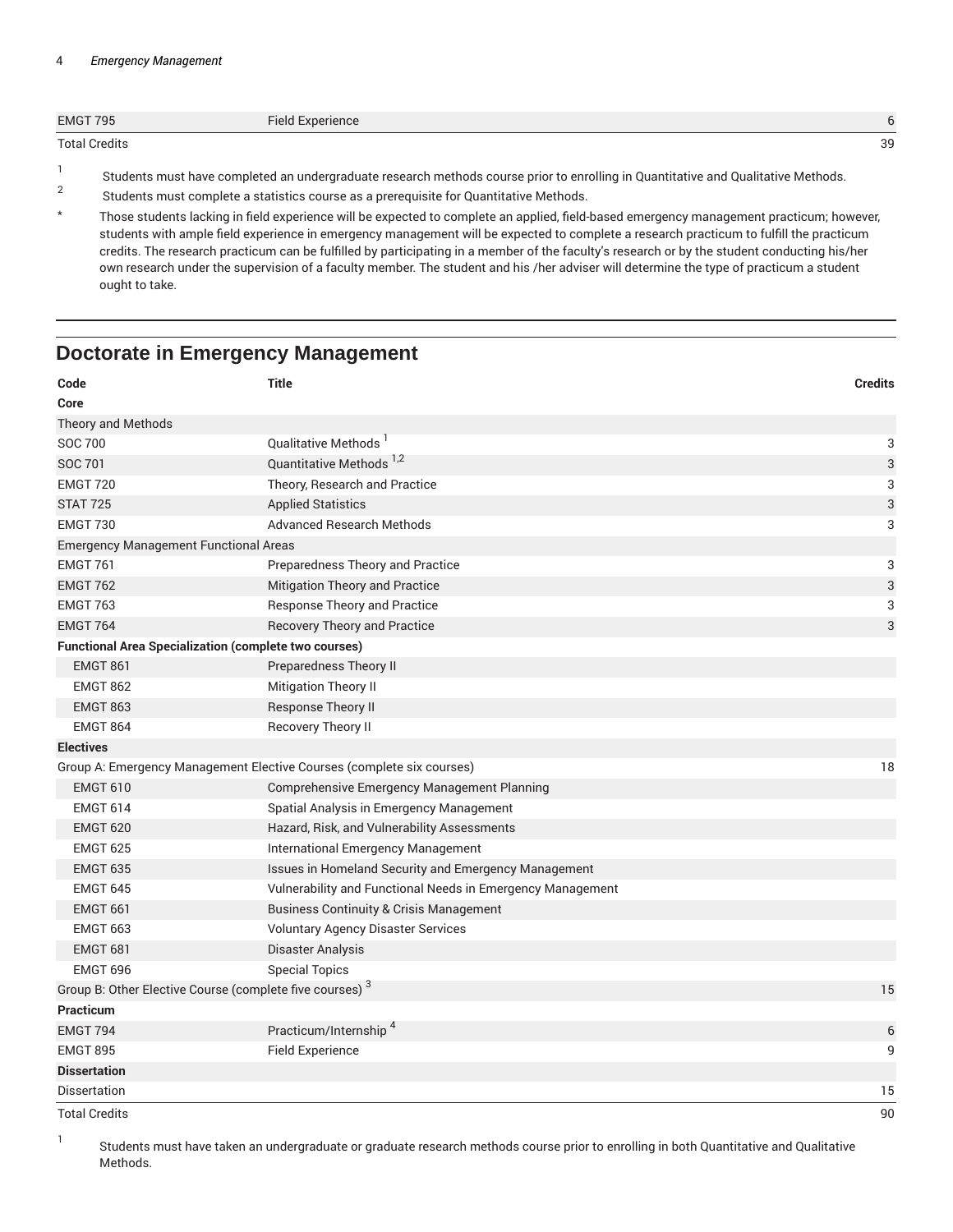| Code | Title | Credits |
|---|---|---|
| EMGT 795 | Field Experience | 6 |
| Total Credits | | 39 |

1. Students must have completed an undergraduate research methods course prior to enrolling in Quantitative and Qualitative Methods.
2. Students must complete a statistics course as a prerequisite for Quantitative Methods.

\* Those students lacking in field experience will be expected to complete an applied, field-based emergency management practicum; however, students with ample field experience in emergency management will be expected to complete a research practicum to fulfill the practicum credits. The research practicum can be fulfilled by participating in a member of the faculty's research or by the student conducting his/her own research under the supervision of a faculty member. The student and his /her adviser will determine the type of practicum a student ought to take.

## Doctorate in Emergency Management

| Code | Title | Credits |
|---|---|---|
| **Core** | | |
| Theory and Methods | | |
| SOC 700 | Qualitative Methods [1] | 3 |
| SOC 701 | Quantitative Methods [1,2] | 3 |
| EMGT 720 | Theory, Research and Practice | 3 |
| STAT 725 | Applied Statistics | 3 |
| EMGT 730 | Advanced Research Methods | 3 |
| Emergency Management Functional Areas | | |
| EMGT 761 | Preparedness Theory and Practice | 3 |
| EMGT 762 | Mitigation Theory and Practice | 3 |
| EMGT 763 | Response Theory and Practice | 3 |
| EMGT 764 | Recovery Theory and Practice | 3 |
| **Functional Area Specialization (complete two courses)** | | |
| EMGT 861 | Preparedness Theory II | |
| EMGT 862 | Mitigation Theory II | |
| EMGT 863 | Response Theory II | |
| EMGT 864 | Recovery Theory II | |
| **Electives** | | |
| Group A: Emergency Management Elective Courses (complete six courses) | | 18 |
| EMGT 610 | Comprehensive Emergency Management Planning | |
| EMGT 614 | Spatial Analysis in Emergency Management | |
| EMGT 620 | Hazard, Risk, and Vulnerability Assessments | |
| EMGT 625 | International Emergency Management | |
| EMGT 635 | Issues in Homeland Security and Emergency Management | |
| EMGT 645 | Vulnerability and Functional Needs in Emergency Management | |
| EMGT 661 | Business Continuity & Crisis Management | |
| EMGT 663 | Voluntary Agency Disaster Services | |
| EMGT 681 | Disaster Analysis | |
| EMGT 696 | Special Topics | |
| Group B: Other Elective Course (complete five courses) [3] | | 15 |
| **Practicum** | | |
| EMGT 794 | Practicum/Internship [4] | 6 |
| EMGT 895 | Field Experience | 9 |
| **Dissertation** | | |
| Dissertation | | 15 |
| Total Credits | | 90 |

1. Students must have taken an undergraduate or graduate research methods course prior to enrolling in both Quantitative and Qualitative Methods.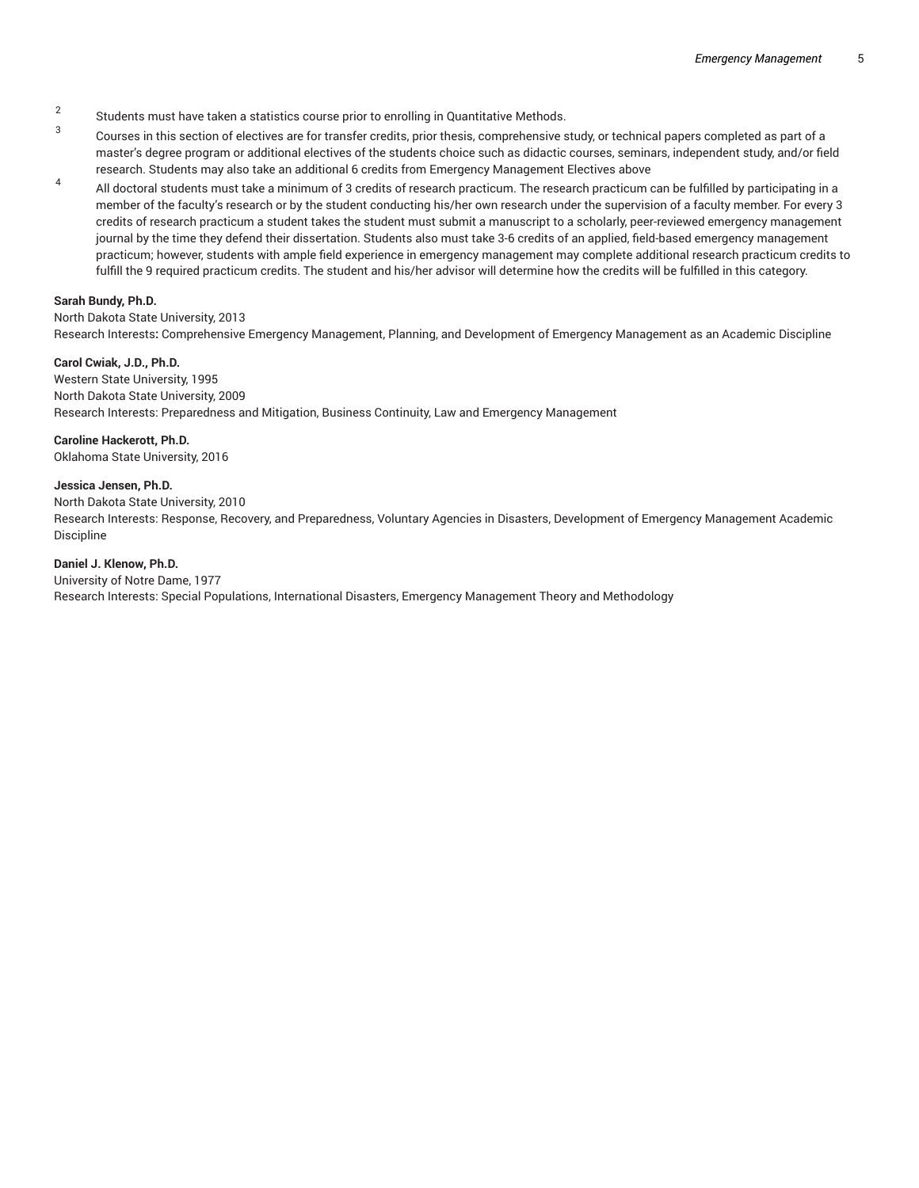[2] Students must have taken a statistics course prior to enrolling in Quantitative Methods.

[3] Courses in this section of electives are for transfer credits, prior thesis, comprehensive study, or technical papers completed as part of a master's degree program or additional electives of the students choice such as didactic courses, seminars, independent study, and/or field research. Students may also take an additional 6 credits from Emergency Management Electives above

[4] All doctoral students must take a minimum of 3 credits of research practicum. The research practicum can be fulfilled by participating in a member of the faculty's research or by the student conducting his/her own research under the supervision of a faculty member. For every 3 credits of research practicum a student takes the student must submit a manuscript to a scholarly, peer-reviewed emergency management journal by the time they defend their dissertation. Students also must take 3-6 credits of an applied, field-based emergency management practicum; however, students with ample field experience in emergency management may complete additional research practicum credits to fulfill the 9 required practicum credits. The student and his/her advisor will determine how the credits will be fulfilled in this category.

**Sarah Bundy, Ph.D.**
North Dakota State University, 2013
Research Interests**:** Comprehensive Emergency Management, Planning, and Development of Emergency Management as an Academic Discipline

**Carol Cwiak, J.D., Ph.D.**
Western State University, 1995
North Dakota State University, 2009
Research Interests: Preparedness and Mitigation, Business Continuity, Law and Emergency Management

**Caroline Hackerott, Ph.D.**
Oklahoma State University, 2016

**Jessica Jensen, Ph.D.**
North Dakota State University, 2010
Research Interests: Response, Recovery, and Preparedness, Voluntary Agencies in Disasters, Development of Emergency Management Academic Discipline

**Daniel J. Klenow, Ph.D.**
University of Notre Dame, 1977
Research Interests: Special Populations, International Disasters, Emergency Management Theory and Methodology